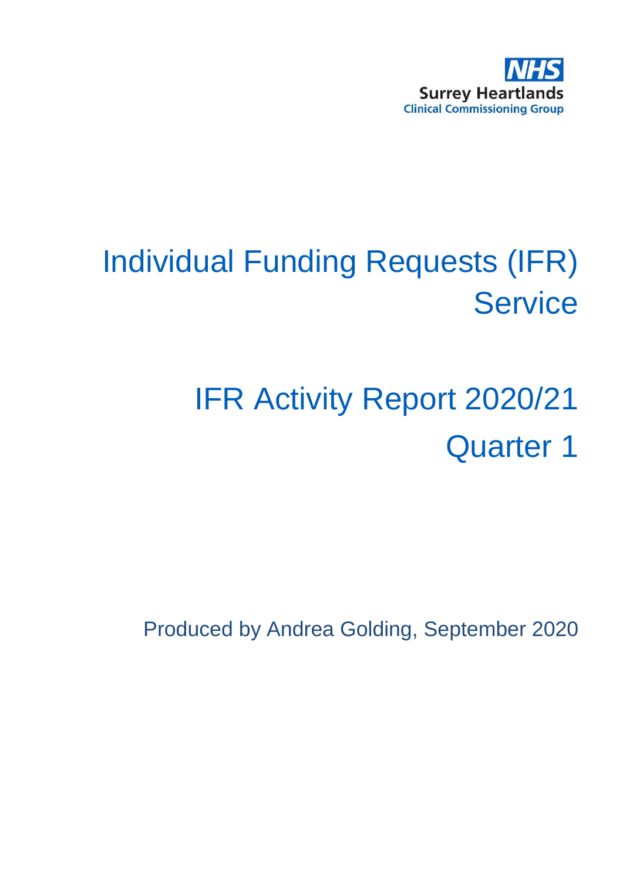NHS
Surrey Heartlands
Clinical Commissioning Group

# Individual Funding Requests (IFR) Service

# IFR Activity Report 2020/21 Quarter 1

Produced by Andrea Golding, September 2020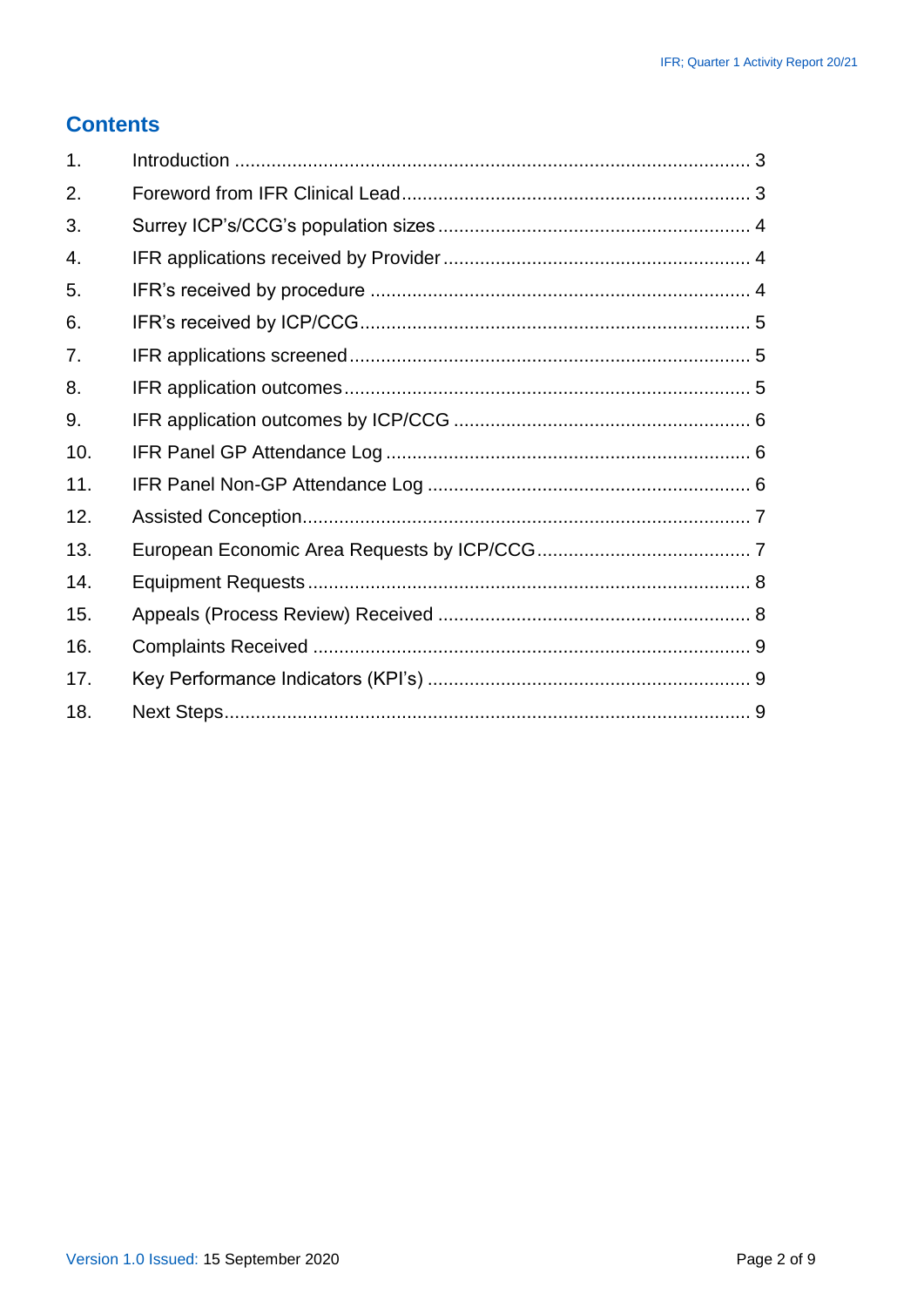## Contents

1. Introduction ..... 3
2. Foreword from IFR Clinical Lead ..... 3
3. Surrey ICP's/CCG's population sizes ..... 4
4. IFR applications received by Provider ..... 4
5. IFR's received by procedure ..... 4
6. IFR's received by ICP/CCG ..... 5
7. IFR applications screened ..... 5
8. IFR application outcomes ..... 5
9. IFR application outcomes by ICP/CCG ..... 6
10. IFR Panel GP Attendance Log ..... 6
11. IFR Panel Non-GP Attendance Log ..... 6
12. Assisted Conception ..... 7
13. European Economic Area Requests by ICP/CCG ..... 7
14. Equipment Requests ..... 8
15. Appeals (Process Review) Received ..... 8
16. Complaints Received ..... 9
17. Key Performance Indicators (KPI's) ..... 9
18. Next Steps ..... 9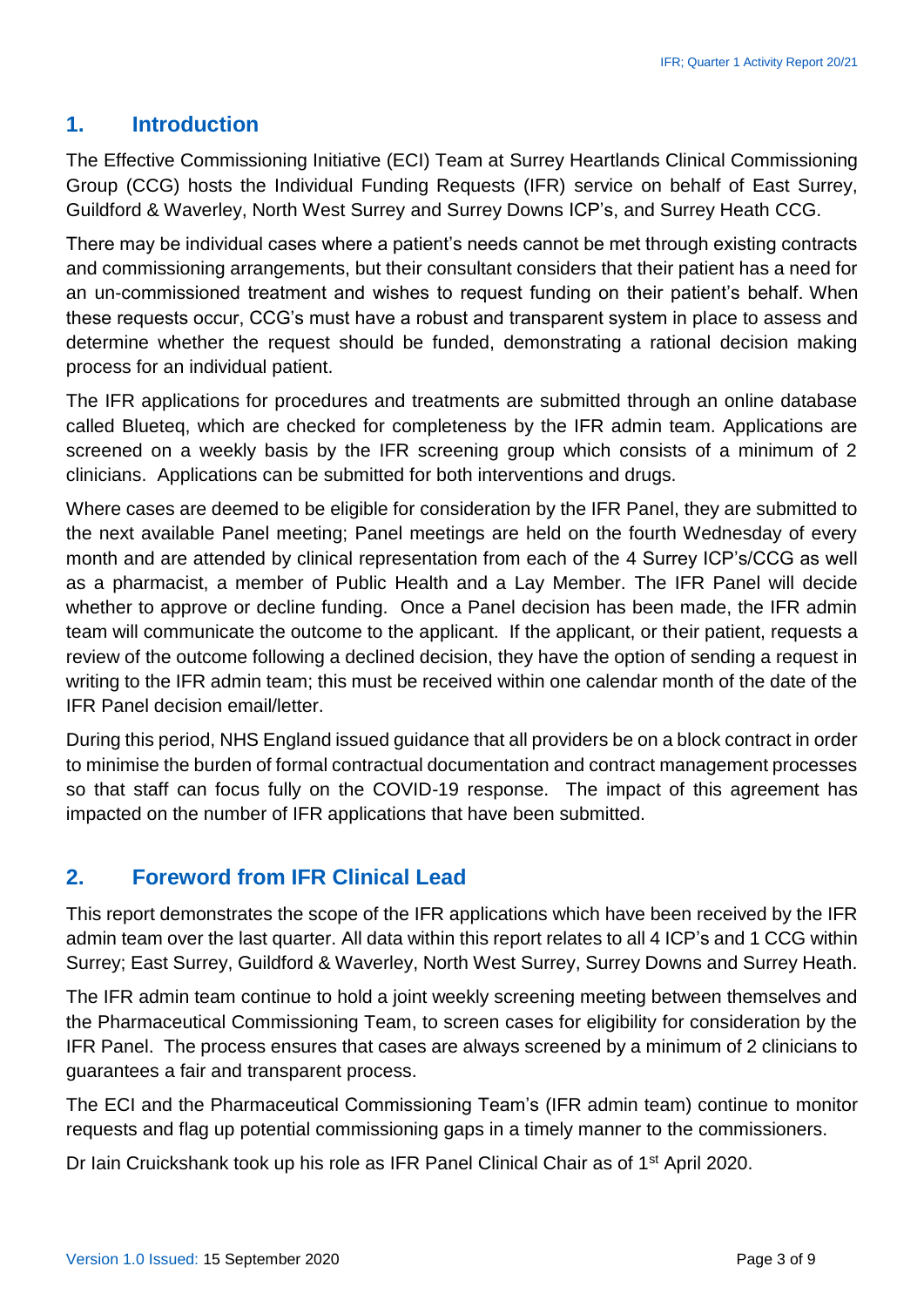## 1. Introduction

The Effective Commissioning Initiative (ECI) Team at Surrey Heartlands Clinical Commissioning Group (CCG) hosts the Individual Funding Requests (IFR) service on behalf of East Surrey, Guildford & Waverley, North West Surrey and Surrey Downs ICP's, and Surrey Heath CCG.

There may be individual cases where a patient's needs cannot be met through existing contracts and commissioning arrangements, but their consultant considers that their patient has a need for an un-commissioned treatment and wishes to request funding on their patient's behalf. When these requests occur, CCG's must have a robust and transparent system in place to assess and determine whether the request should be funded, demonstrating a rational decision making process for an individual patient.

The IFR applications for procedures and treatments are submitted through an online database called Blueteq, which are checked for completeness by the IFR admin team. Applications are screened on a weekly basis by the IFR screening group which consists of a minimum of 2 clinicians. Applications can be submitted for both interventions and drugs.

Where cases are deemed to be eligible for consideration by the IFR Panel, they are submitted to the next available Panel meeting; Panel meetings are held on the fourth Wednesday of every month and are attended by clinical representation from each of the 4 Surrey ICP's/CCG as well as a pharmacist, a member of Public Health and a Lay Member. The IFR Panel will decide whether to approve or decline funding. Once a Panel decision has been made, the IFR admin team will communicate the outcome to the applicant. If the applicant, or their patient, requests a review of the outcome following a declined decision, they have the option of sending a request in writing to the IFR admin team; this must be received within one calendar month of the date of the IFR Panel decision email/letter.

During this period, NHS England issued guidance that all providers be on a block contract in order to minimise the burden of formal contractual documentation and contract management processes so that staff can focus fully on the COVID-19 response. The impact of this agreement has impacted on the number of IFR applications that have been submitted.

## 2. Foreword from IFR Clinical Lead

This report demonstrates the scope of the IFR applications which have been received by the IFR admin team over the last quarter. All data within this report relates to all 4 ICP's and 1 CCG within Surrey; East Surrey, Guildford & Waverley, North West Surrey, Surrey Downs and Surrey Heath.

The IFR admin team continue to hold a joint weekly screening meeting between themselves and the Pharmaceutical Commissioning Team, to screen cases for eligibility for consideration by the IFR Panel. The process ensures that cases are always screened by a minimum of 2 clinicians to guarantees a fair and transparent process.

The ECI and the Pharmaceutical Commissioning Team's (IFR admin team) continue to monitor requests and flag up potential commissioning gaps in a timely manner to the commissioners.

Dr Iain Cruickshank took up his role as IFR Panel Clinical Chair as of 1st April 2020.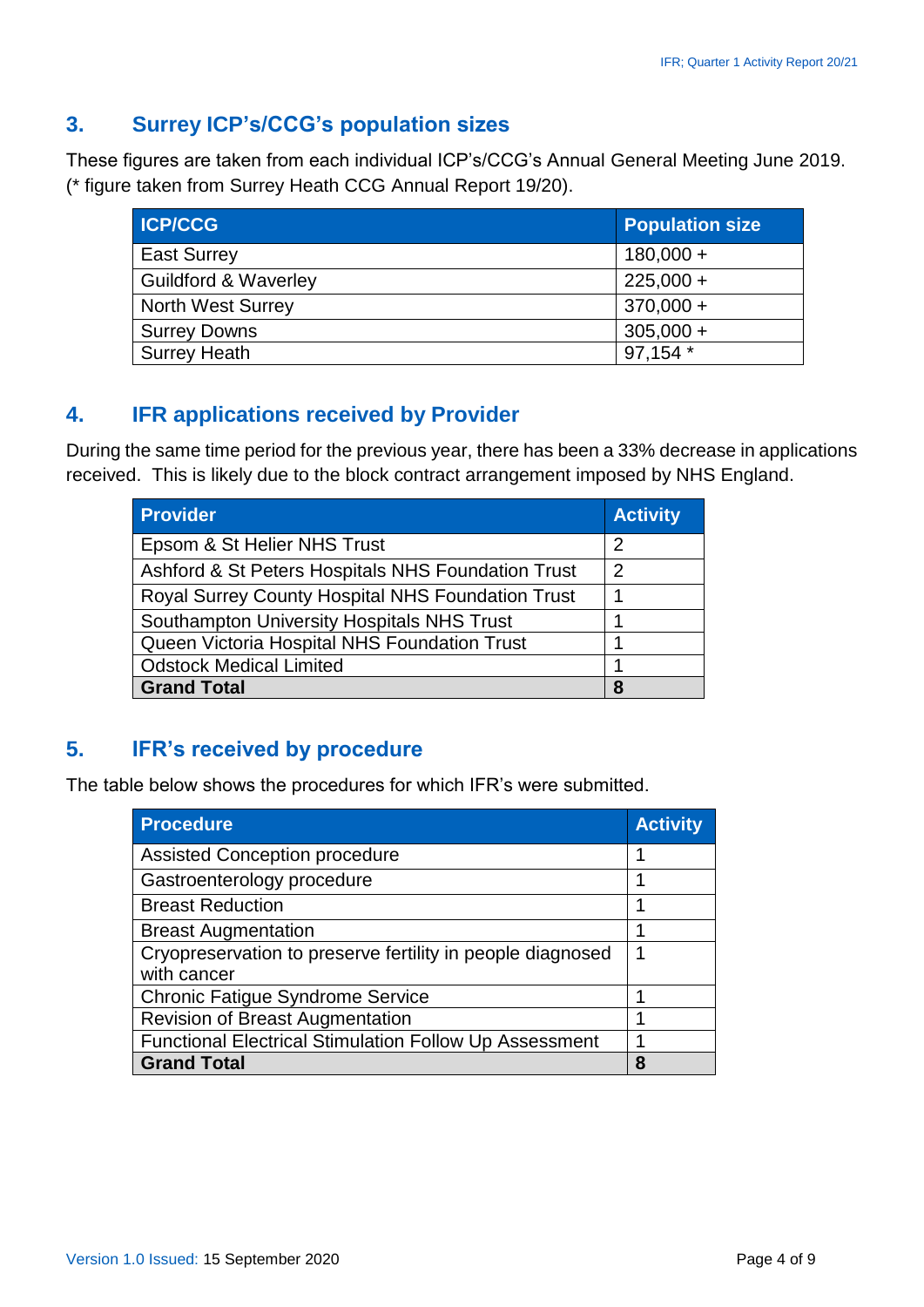## 3. Surrey ICP's/CCG's population sizes

These figures are taken from each individual ICP's/CCG's Annual General Meeting June 2019. (* figure taken from Surrey Heath CCG Annual Report 19/20).

| ICP/CCG | Population size |
|---|---|
| East Surrey | 180,000 + |
| Guildford & Waverley | 225,000 + |
| North West Surrey | 370,000 + |
| Surrey Downs | 305,000 + |
| Surrey Heath | 97,154 * |

## 4. IFR applications received by Provider

During the same time period for the previous year, there has been a 33% decrease in applications received. This is likely due to the block contract arrangement imposed by NHS England.

| Provider | Activity |
|---|---|
| Epsom & St Helier NHS Trust | 2 |
| Ashford & St Peters Hospitals NHS Foundation Trust | 2 |
| Royal Surrey County Hospital NHS Foundation Trust | 1 |
| Southampton University Hospitals NHS Trust | 1 |
| Queen Victoria Hospital NHS Foundation Trust | 1 |
| Odstock Medical Limited | 1 |
| **Grand Total** | **8** |

## 5. IFR's received by procedure

The table below shows the procedures for which IFR's were submitted.

| Procedure | Activity |
|---|---|
| Assisted Conception procedure | 1 |
| Gastroenterology procedure | 1 |
| Breast Reduction | 1 |
| Breast Augmentation | 1 |
| Cryopreservation to preserve fertility in people diagnosed with cancer | 1 |
| Chronic Fatigue Syndrome Service | 1 |
| Revision of Breast Augmentation | 1 |
| Functional Electrical Stimulation Follow Up Assessment | 1 |
| **Grand Total** | **8** |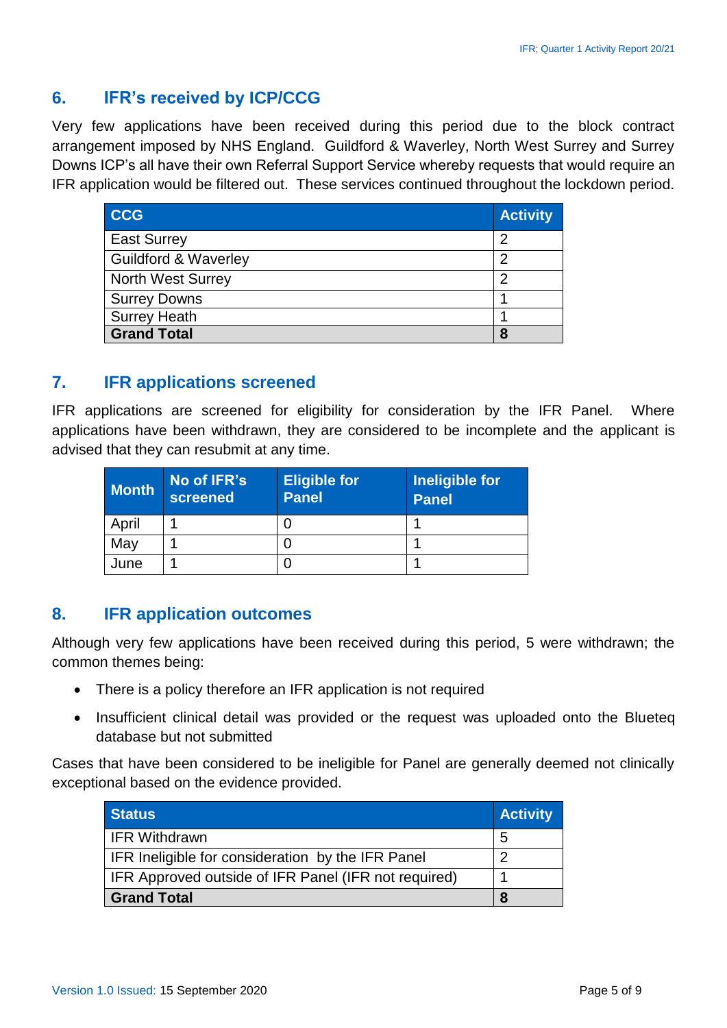## 6. IFR's received by ICP/CCG

Very few applications have been received during this period due to the block contract arrangement imposed by NHS England. Guildford & Waverley, North West Surrey and Surrey Downs ICP's all have their own Referral Support Service whereby requests that would require an IFR application would be filtered out. These services continued throughout the lockdown period.

| CCG | Activity |
|---|---|
| East Surrey | 2 |
| Guildford & Waverley | 2 |
| North West Surrey | 2 |
| Surrey Downs | 1 |
| Surrey Heath | 1 |
| **Grand Total** | **8** |

## 7. IFR applications screened

IFR applications are screened for eligibility for consideration by the IFR Panel. Where applications have been withdrawn, they are considered to be incomplete and the applicant is advised that they can resubmit at any time.

| Month | No of IFR's screened | Eligible for Panel | Ineligible for Panel |
|---|---|---|---|
| April | 1 | 0 | 1 |
| May | 1 | 0 | 1 |
| June | 1 | 0 | 1 |

## 8. IFR application outcomes

Although very few applications have been received during this period, 5 were withdrawn; the common themes being:

- There is a policy therefore an IFR application is not required
- Insufficient clinical detail was provided or the request was uploaded onto the Blueteq database but not submitted

Cases that have been considered to be ineligible for Panel are generally deemed not clinically exceptional based on the evidence provided.

| Status | Activity |
|---|---|
| IFR Withdrawn | 5 |
| IFR Ineligible for consideration by the IFR Panel | 2 |
| IFR Approved outside of IFR Panel (IFR not required) | 1 |
| **Grand Total** | **8** |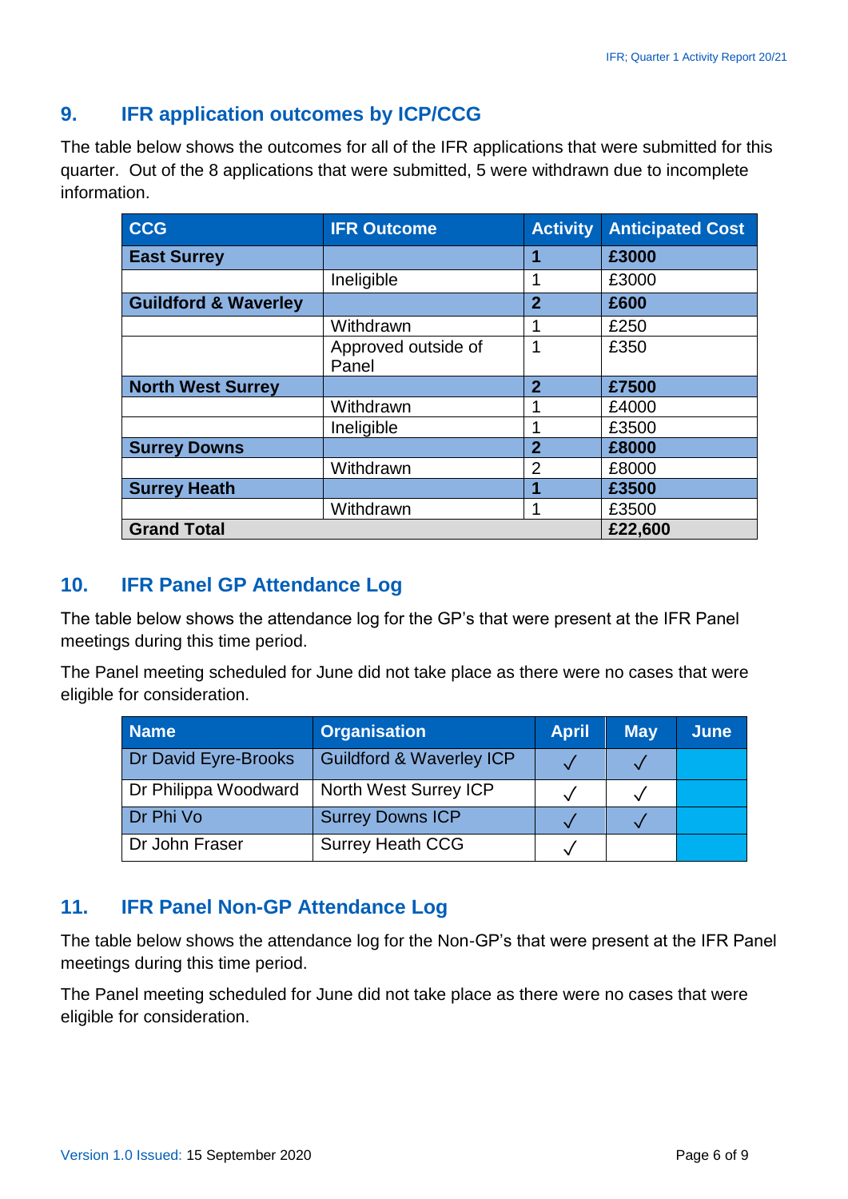## 9. IFR application outcomes by ICP/CCG

The table below shows the outcomes for all of the IFR applications that were submitted for this quarter. Out of the 8 applications that were submitted, 5 were withdrawn due to incomplete information.

| CCG | IFR Outcome | Activity | Anticipated Cost |
|---|---|---|---|
| **East Surrey** | | **1** | **£3000** |
| | Ineligible | 1 | £3000 |
| **Guildford & Waverley** | | **2** | **£600** |
| | Withdrawn | 1 | £250 |
| | Approved outside of Panel | 1 | £350 |
| **North West Surrey** | | **2** | **£7500** |
| | Withdrawn | 1 | £4000 |
| | Ineligible | 1 | £3500 |
| **Surrey Downs** | | **2** | **£8000** |
| | Withdrawn | 2 | £8000 |
| **Surrey Heath** | | **1** | **£3500** |
| | Withdrawn | 1 | £3500 |
| **Grand Total** | | | **£22,600** |

## 10. IFR Panel GP Attendance Log

The table below shows the attendance log for the GP's that were present at the IFR Panel meetings during this time period.

The Panel meeting scheduled for June did not take place as there were no cases that were eligible for consideration.

| Name | Organisation | April | May | June |
|---|---|---|---|---|
| Dr David Eyre-Brooks | Guildford & Waverley ICP | ✓ | ✓ | |
| Dr Philippa Woodward | North West Surrey ICP | ✓ | ✓ | |
| Dr Phi Vo | Surrey Downs ICP | ✓ | ✓ | |
| Dr John Fraser | Surrey Heath CCG | ✓ | | |

## 11. IFR Panel Non-GP Attendance Log

The table below shows the attendance log for the Non-GP's that were present at the IFR Panel meetings during this time period.

The Panel meeting scheduled for June did not take place as there were no cases that were eligible for consideration.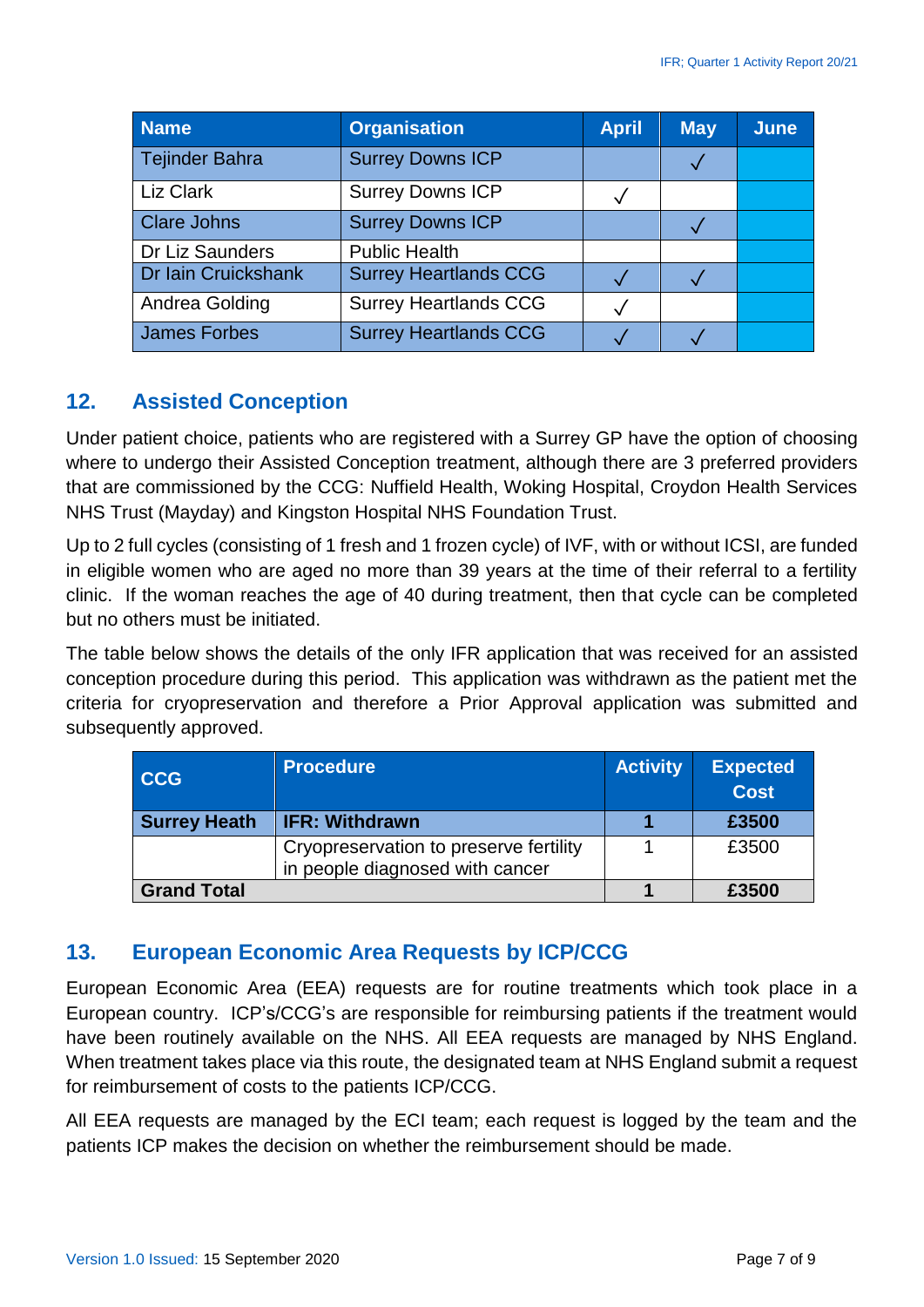| Name | Organisation | April | May | June |
|---|---|---|---|---|
| Tejinder Bahra | Surrey Downs ICP | | ✓ | |
| Liz Clark | Surrey Downs ICP | ✓ | | |
| Clare Johns | Surrey Downs ICP | | ✓ | |
| Dr Liz Saunders | Public Health | | | |
| Dr Iain Cruickshank | Surrey Heartlands CCG | ✓ | ✓ | |
| Andrea Golding | Surrey Heartlands CCG | ✓ | | |
| James Forbes | Surrey Heartlands CCG | ✓ | ✓ | |

## 12. Assisted Conception

Under patient choice, patients who are registered with a Surrey GP have the option of choosing where to undergo their Assisted Conception treatment, although there are 3 preferred providers that are commissioned by the CCG: Nuffield Health, Woking Hospital, Croydon Health Services NHS Trust (Mayday) and Kingston Hospital NHS Foundation Trust.

Up to 2 full cycles (consisting of 1 fresh and 1 frozen cycle) of IVF, with or without ICSI, are funded in eligible women who are aged no more than 39 years at the time of their referral to a fertility clinic. If the woman reaches the age of 40 during treatment, then that cycle can be completed but no others must be initiated.

The table below shows the details of the only IFR application that was received for an assisted conception procedure during this period. This application was withdrawn as the patient met the criteria for cryopreservation and therefore a Prior Approval application was submitted and subsequently approved.

| CCG | Procedure | Activity | Expected Cost |
|---|---|---|---|
| **Surrey Heath** | **IFR: Withdrawn** | **1** | **£3500** |
| | Cryopreservation to preserve fertility in people diagnosed with cancer | 1 | £3500 |
| **Grand Total** | | **1** | **£3500** |

## 13. European Economic Area Requests by ICP/CCG

European Economic Area (EEA) requests are for routine treatments which took place in a European country. ICP's/CCG's are responsible for reimbursing patients if the treatment would have been routinely available on the NHS. All EEA requests are managed by NHS England. When treatment takes place via this route, the designated team at NHS England submit a request for reimbursement of costs to the patients ICP/CCG.

All EEA requests are managed by the ECI team; each request is logged by the team and the patients ICP makes the decision on whether the reimbursement should be made.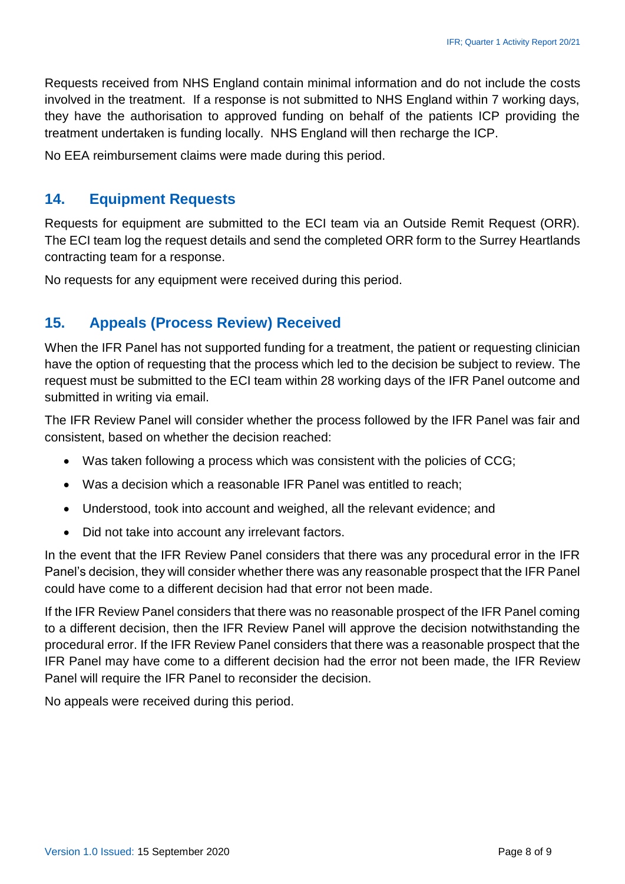Requests received from NHS England contain minimal information and do not include the costs involved in the treatment. If a response is not submitted to NHS England within 7 working days, they have the authorisation to approved funding on behalf of the patients ICP providing the treatment undertaken is funding locally. NHS England will then recharge the ICP.

No EEA reimbursement claims were made during this period.

## 14. Equipment Requests

Requests for equipment are submitted to the ECI team via an Outside Remit Request (ORR). The ECI team log the request details and send the completed ORR form to the Surrey Heartlands contracting team for a response.

No requests for any equipment were received during this period.

## 15. Appeals (Process Review) Received

When the IFR Panel has not supported funding for a treatment, the patient or requesting clinician have the option of requesting that the process which led to the decision be subject to review. The request must be submitted to the ECI team within 28 working days of the IFR Panel outcome and submitted in writing via email.

The IFR Review Panel will consider whether the process followed by the IFR Panel was fair and consistent, based on whether the decision reached:

- Was taken following a process which was consistent with the policies of CCG;
- Was a decision which a reasonable IFR Panel was entitled to reach;
- Understood, took into account and weighed, all the relevant evidence; and
- Did not take into account any irrelevant factors.

In the event that the IFR Review Panel considers that there was any procedural error in the IFR Panel's decision, they will consider whether there was any reasonable prospect that the IFR Panel could have come to a different decision had that error not been made.

If the IFR Review Panel considers that there was no reasonable prospect of the IFR Panel coming to a different decision, then the IFR Review Panel will approve the decision notwithstanding the procedural error. If the IFR Review Panel considers that there was a reasonable prospect that the IFR Panel may have come to a different decision had the error not been made, the IFR Review Panel will require the IFR Panel to reconsider the decision.

No appeals were received during this period.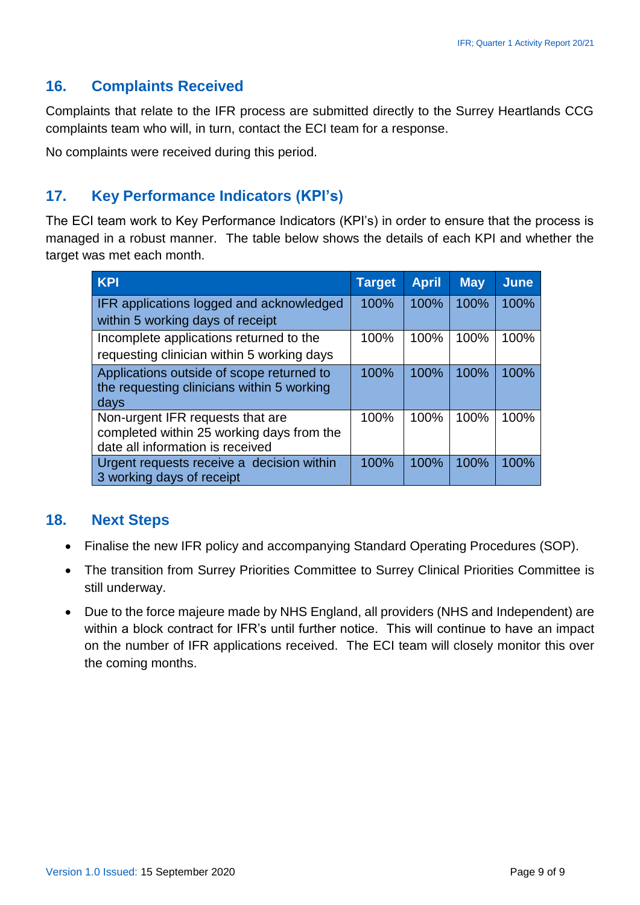## 16. Complaints Received

Complaints that relate to the IFR process are submitted directly to the Surrey Heartlands CCG complaints team who will, in turn, contact the ECI team for a response.

No complaints were received during this period.

## 17. Key Performance Indicators (KPI's)

The ECI team work to Key Performance Indicators (KPI's) in order to ensure that the process is managed in a robust manner. The table below shows the details of each KPI and whether the target was met each month.

| KPI | Target | April | May | June |
|---|---|---|---|---|
| IFR applications logged and acknowledged within 5 working days of receipt | 100% | 100% | 100% | 100% |
| Incomplete applications returned to the requesting clinician within 5 working days | 100% | 100% | 100% | 100% |
| Applications outside of scope returned to the requesting clinicians within 5 working days | 100% | 100% | 100% | 100% |
| Non-urgent IFR requests that are completed within 25 working days from the date all information is received | 100% | 100% | 100% | 100% |
| Urgent requests receive a decision within 3 working days of receipt | 100% | 100% | 100% | 100% |

## 18. Next Steps

- Finalise the new IFR policy and accompanying Standard Operating Procedures (SOP).
- The transition from Surrey Priorities Committee to Surrey Clinical Priorities Committee is still underway.
- Due to the force majeure made by NHS England, all providers (NHS and Independent) are within a block contract for IFR's until further notice. This will continue to have an impact on the number of IFR applications received. The ECI team will closely monitor this over the coming months.